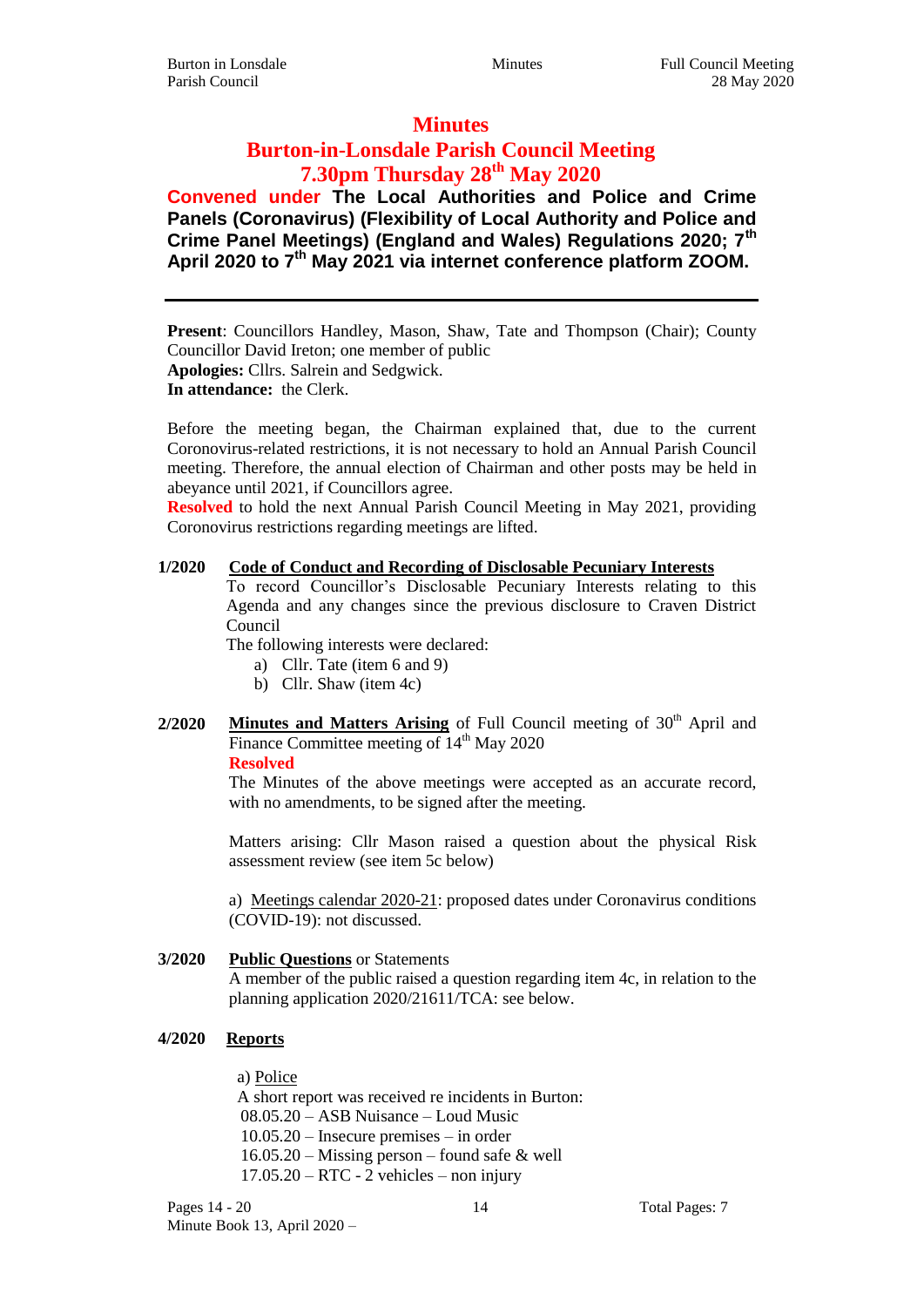# Minutes

## Burton-in-Lonsdale Parish Council Meeting

## 7.30pm Thursday 28th May 2020

**Convened under The Local Authorities and Police and Crime Panels (Coronavirus) (Flexibility of Local Authority and Police and Crime Panel Meetings) (England and Wales) Regulations 2020; 7th April 2020 to 7th May 2021 via internet conference platform ZOOM.**

---

**Present**: Councillors Handley, Mason, Shaw, Tate and Thompson (Chair); County Councillor David Ireton; one member of public
**Apologies:** Cllrs. Salrein and Sedgwick.
**In attendance:** the Clerk.

Before the meeting began, the Chairman explained that, due to the current Coronovirus-related restrictions, it is not necessary to hold an Annual Parish Council meeting. Therefore, the annual election of Chairman and other posts may be held in abeyance until 2021, if Councillors agree.
**Resolved** to hold the next Annual Parish Council Meeting in May 2021, providing Coronovirus restrictions regarding meetings are lifted.

**1/2020 Code of Conduct and Recording of Disclosable Pecuniary Interests**

To record Councillor's Disclosable Pecuniary Interests relating to this Agenda and any changes since the previous disclosure to Craven District Council

The following interests were declared:

a) Cllr. Tate (item 6 and 9)
b) Cllr. Shaw (item 4c)

**2/2020 Minutes and Matters Arising** of Full Council meeting of 30th April and Finance Committee meeting of 14th May 2020

**Resolved**

The Minutes of the above meetings were accepted as an accurate record, with no amendments, to be signed after the meeting.

Matters arising: Cllr Mason raised a question about the physical Risk assessment review (see item 5c below)

a) Meetings calendar 2020-21: proposed dates under Coronavirus conditions (COVID-19): not discussed.

**3/2020 Public Questions** or Statements

A member of the public raised a question regarding item 4c, in relation to the planning application 2020/21611/TCA: see below.

**4/2020 Reports**

a) Police

A short report was received re incidents in Burton:

08.05.20 – ASB Nuisance – Loud Music
10.05.20 – Insecure premises – in order
16.05.20 – Missing person – found safe & well
17.05.20 – RTC - 2 vehicles – non injury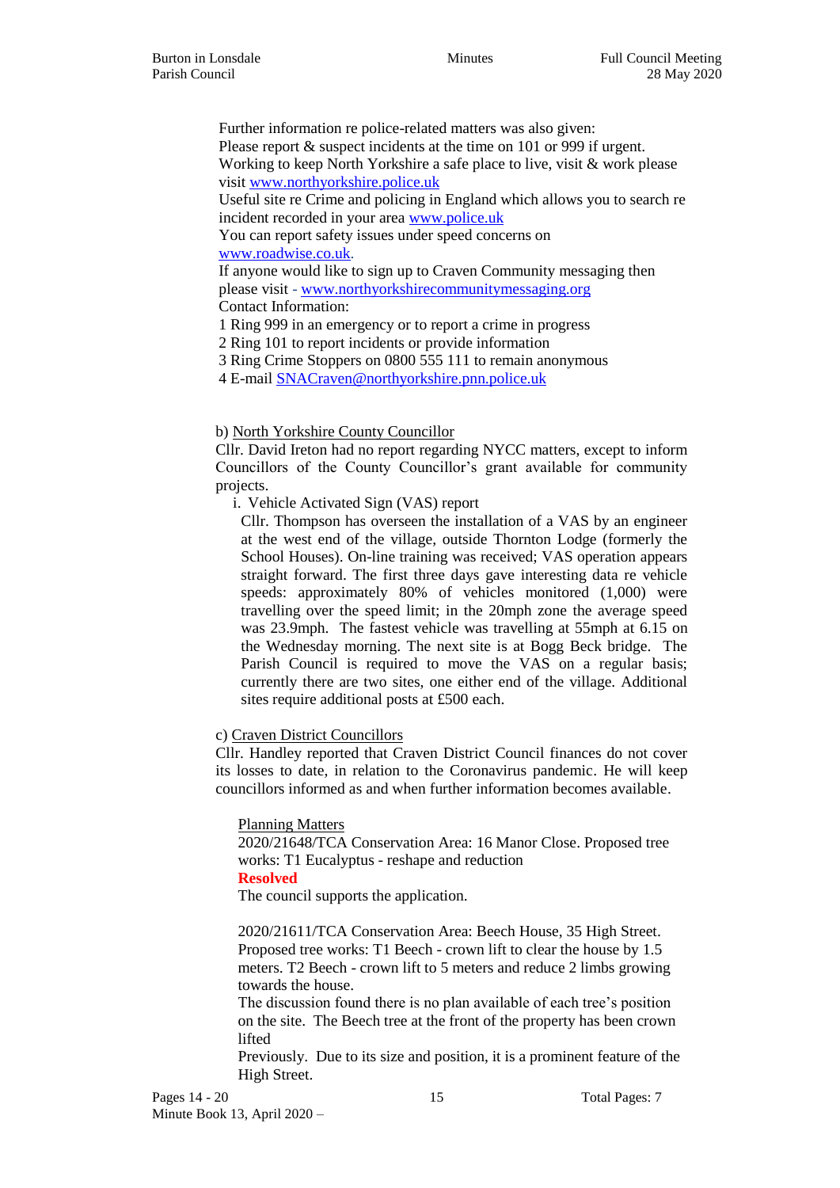Further information re police-related matters was also given:
Please report & suspect incidents at the time on 101 or 999 if urgent.
Working to keep North Yorkshire a safe place to live, visit & work please visit www.northyorkshire.police.uk
Useful site re Crime and policing in England which allows you to search re incident recorded in your area www.police.uk
You can report safety issues under speed concerns on www.roadwise.co.uk.
If anyone would like to sign up to Craven Community messaging then please visit - www.northyorkshirecommunitymessaging.org
Contact Information:
1 Ring 999 in an emergency or to report a crime in progress
2 Ring 101 to report incidents or provide information
3 Ring Crime Stoppers on 0800 555 111 to remain anonymous
4 E-mail SNACraven@northyorkshire.pnn.police.uk

b) North Yorkshire County Councillor
Cllr. David Ireton had no report regarding NYCC matters, except to inform Councillors of the County Councillor's grant available for community projects.

i. Vehicle Activated Sign (VAS) report
Cllr. Thompson has overseen the installation of a VAS by an engineer at the west end of the village, outside Thornton Lodge (formerly the School Houses). On-line training was received; VAS operation appears straight forward. The first three days gave interesting data re vehicle speeds: approximately 80% of vehicles monitored (1,000) were travelling over the speed limit; in the 20mph zone the average speed was 23.9mph. The fastest vehicle was travelling at 55mph at 6.15 on the Wednesday morning. The next site is at Bogg Beck bridge. The Parish Council is required to move the VAS on a regular basis; currently there are two sites, one either end of the village. Additional sites require additional posts at £500 each.

c) Craven District Councillors
Cllr. Handley reported that Craven District Council finances do not cover its losses to date, in relation to the Coronavirus pandemic. He will keep councillors informed as and when further information becomes available.

Planning Matters
2020/21648/TCA Conservation Area: 16 Manor Close. Proposed tree works: T1 Eucalyptus - reshape and reduction
**Resolved**
The council supports the application.

2020/21611/TCA Conservation Area: Beech House, 35 High Street. Proposed tree works: T1 Beech - crown lift to clear the house by 1.5 meters. T2 Beech - crown lift to 5 meters and reduce 2 limbs growing towards the house.
The discussion found there is no plan available of each tree's position on the site. The Beech tree at the front of the property has been crown lifted
Previously. Due to its size and position, it is a prominent feature of the High Street.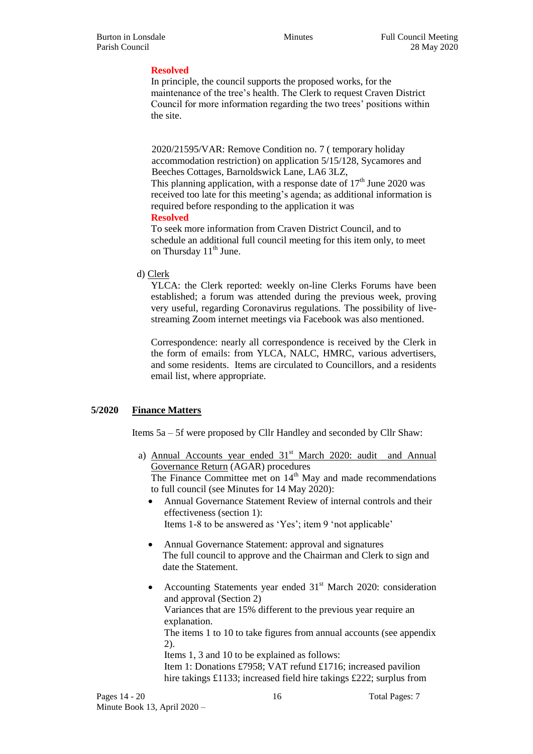**Resolved**

In principle, the council supports the proposed works, for the maintenance of the tree's health. The Clerk to request Craven District Council for more information regarding the two trees' positions within the site.

2020/21595/VAR: Remove Condition no. 7 ( temporary holiday accommodation restriction) on application 5/15/128, Sycamores and Beeches Cottages, Barnoldswick Lane, LA6 3LZ,

This planning application, with a response date of 17th June 2020 was received too late for this meeting's agenda; as additional information is required before responding to the application it was

**Resolved**

To seek more information from Craven District Council, and to schedule an additional full council meeting for this item only, to meet on Thursday 11th June.

d) Clerk

YLCA: the Clerk reported: weekly on-line Clerks Forums have been established; a forum was attended during the previous week, proving very useful, regarding Coronavirus regulations. The possibility of live-streaming Zoom internet meetings via Facebook was also mentioned.

Correspondence: nearly all correspondence is received by the Clerk in the form of emails: from YLCA, NALC, HMRC, various advertisers, and some residents. Items are circulated to Councillors, and a residents email list, where appropriate.

## 5/2020 Finance Matters

Items 5a – 5f were proposed by Cllr Handley and seconded by Cllr Shaw:

a) Annual Accounts year ended 31st March 2020: audit and Annual Governance Return (AGAR) procedures

The Finance Committee met on 14th May and made recommendations to full council (see Minutes for 14 May 2020):

- Annual Governance Statement Review of internal controls and their effectiveness (section 1):
  Items 1-8 to be answered as 'Yes'; item 9 'not applicable'
- Annual Governance Statement: approval and signatures
  The full council to approve and the Chairman and Clerk to sign and date the Statement.
- Accounting Statements year ended 31st March 2020: consideration and approval (Section 2)
  Variances that are 15% different to the previous year require an explanation.
  The items 1 to 10 to take figures from annual accounts (see appendix 2).
  Items 1, 3 and 10 to be explained as follows:
  Item 1: Donations £7958; VAT refund £1716; increased pavilion hire takings £1133; increased field hire takings £222; surplus from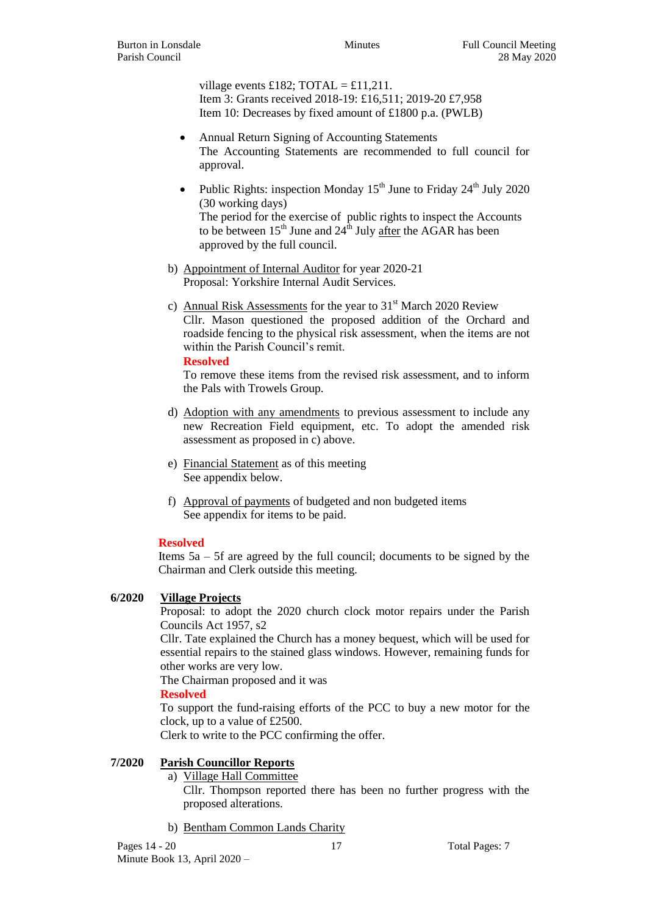village events £182; TOTAL = £11,211.
Item 3: Grants received 2018-19: £16,511; 2019-20 £7,958
Item 10: Decreases by fixed amount of £1800 p.a. (PWLB)

- Annual Return Signing of Accounting Statements
  The Accounting Statements are recommended to full council for approval.

- Public Rights: inspection Monday 15th June to Friday 24th July 2020 (30 working days)
  The period for the exercise of public rights to inspect the Accounts to be between 15th June and 24th July after the AGAR has been approved by the full council.

b) Appointment of Internal Auditor for year 2020-21
Proposal: Yorkshire Internal Audit Services.

c) Annual Risk Assessments for the year to 31st March 2020 Review
Cllr. Mason questioned the proposed addition of the Orchard and roadside fencing to the physical risk assessment, when the items are not within the Parish Council's remit.
**Resolved**
To remove these items from the revised risk assessment, and to inform the Pals with Trowels Group.

d) Adoption with any amendments to previous assessment to include any new Recreation Field equipment, etc. To adopt the amended risk assessment as proposed in c) above.

e) Financial Statement as of this meeting
See appendix below.

f) Approval of payments of budgeted and non budgeted items
See appendix for items to be paid.

**Resolved**
Items 5a – 5f are agreed by the full council; documents to be signed by the Chairman and Clerk outside this meeting.

**6/2020 Village Projects**

Proposal: to adopt the 2020 church clock motor repairs under the Parish Councils Act 1957, s2
Cllr. Tate explained the Church has a money bequest, which will be used for essential repairs to the stained glass windows. However, remaining funds for other works are very low.
The Chairman proposed and it was
**Resolved**
To support the fund-raising efforts of the PCC to buy a new motor for the clock, up to a value of £2500.
Clerk to write to the PCC confirming the offer.

**7/2020 Parish Councillor Reports**

a) Village Hall Committee
Cllr. Thompson reported there has been no further progress with the proposed alterations.

b) Bentham Common Lands Charity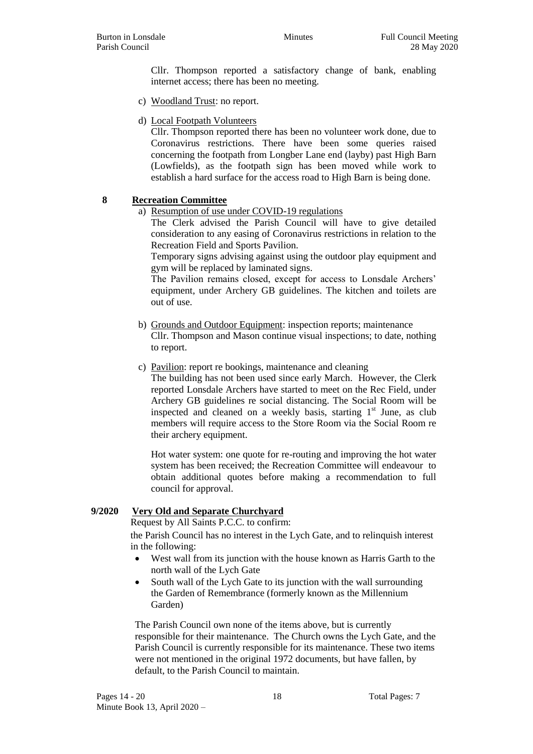Cllr. Thompson reported a satisfactory change of bank, enabling internet access; there has been no meeting.

c) Woodland Trust: no report.

d) Local Footpath Volunteers

Cllr. Thompson reported there has been no volunteer work done, due to Coronavirus restrictions. There have been some queries raised concerning the footpath from Longber Lane end (layby) past High Barn (Lowfields), as the footpath sign has been moved while work to establish a hard surface for the access road to High Barn is being done.

## 8 Recreation Committee

a) Resumption of use under COVID-19 regulations

The Clerk advised the Parish Council will have to give detailed consideration to any easing of Coronavirus restrictions in relation to the Recreation Field and Sports Pavilion.

Temporary signs advising against using the outdoor play equipment and gym will be replaced by laminated signs.

The Pavilion remains closed, except for access to Lonsdale Archers' equipment, under Archery GB guidelines. The kitchen and toilets are out of use.

b) Grounds and Outdoor Equipment: inspection reports; maintenance

Cllr. Thompson and Mason continue visual inspections; to date, nothing to report.

c) Pavilion: report re bookings, maintenance and cleaning

The building has not been used since early March. However, the Clerk reported Lonsdale Archers have started to meet on the Rec Field, under Archery GB guidelines re social distancing. The Social Room will be inspected and cleaned on a weekly basis, starting 1st June, as club members will require access to the Store Room via the Social Room re their archery equipment.

Hot water system: one quote for re-routing and improving the hot water system has been received; the Recreation Committee will endeavour to obtain additional quotes before making a recommendation to full council for approval.

## 9/2020 Very Old and Separate Churchyard

Request by All Saints P.C.C. to confirm:

the Parish Council has no interest in the Lych Gate, and to relinquish interest in the following:

- West wall from its junction with the house known as Harris Garth to the north wall of the Lych Gate
- South wall of the Lych Gate to its junction with the wall surrounding the Garden of Remembrance (formerly known as the Millennium Garden)

The Parish Council own none of the items above, but is currently responsible for their maintenance. The Church owns the Lych Gate, and the Parish Council is currently responsible for its maintenance. These two items were not mentioned in the original 1972 documents, but have fallen, by default, to the Parish Council to maintain.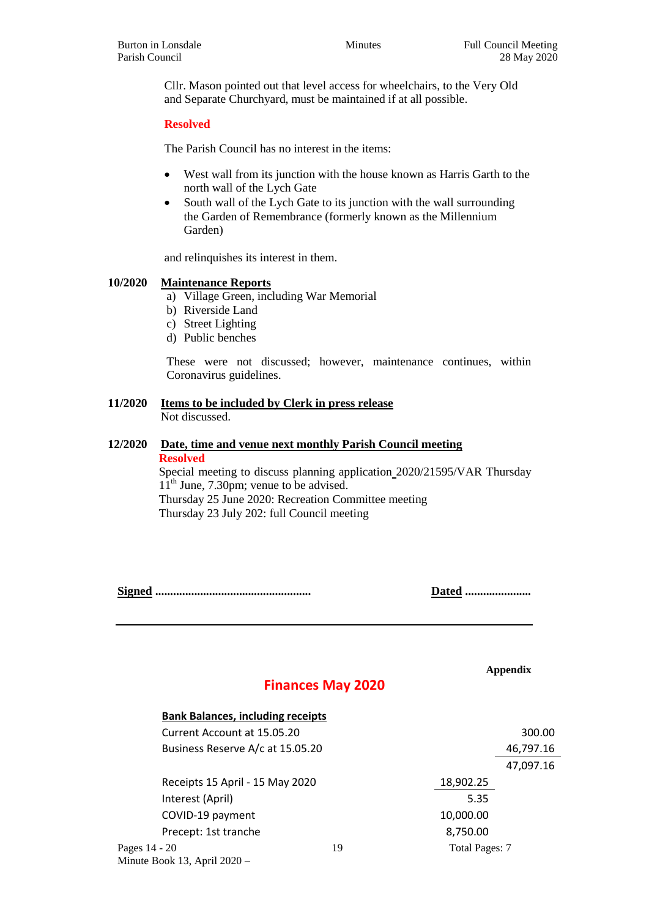Cllr. Mason pointed out that level access for wheelchairs, to the Very Old and Separate Churchyard, must be maintained if at all possible.

**Resolved**

The Parish Council has no interest in the items:

- West wall from its junction with the house known as Harris Garth to the north wall of the Lych Gate
- South wall of the Lych Gate to its junction with the wall surrounding the Garden of Remembrance (formerly known as the Millennium Garden)

and relinquishes its interest in them.

**10/2020 Maintenance Reports**

a) Village Green, including War Memorial
b) Riverside Land
c) Street Lighting
d) Public benches

These were not discussed; however, maintenance continues, within Coronavirus guidelines.

**11/2020 Items to be included by Clerk in press release**

Not discussed.

**12/2020 Date, time and venue next monthly Parish Council meeting**

**Resolved**

Special meeting to discuss planning application 2020/21595/VAR Thursday 11th June, 7.30pm; venue to be advised.
Thursday 25 June 2020: Recreation Committee meeting
Thursday 23 July 202: full Council meeting

**Signed** ................................................... **Dated** ......................

---

**Appendix**

## Finances May 2020

| **Bank Balances, including receipts** | | |
|---|---|---|
| Current Account at 15.05.20 | | 300.00 |
| Business Reserve A/c at 15.05.20 | | 46,797.16 |
| | | 47,097.16 |
| Receipts 15 April - 15 May 2020 | 18,902.25 | |
| Interest (April) | 5.35 | |
| COVID-19 payment | 10,000.00 | |
| Precept: 1st tranche | 8,750.00 | |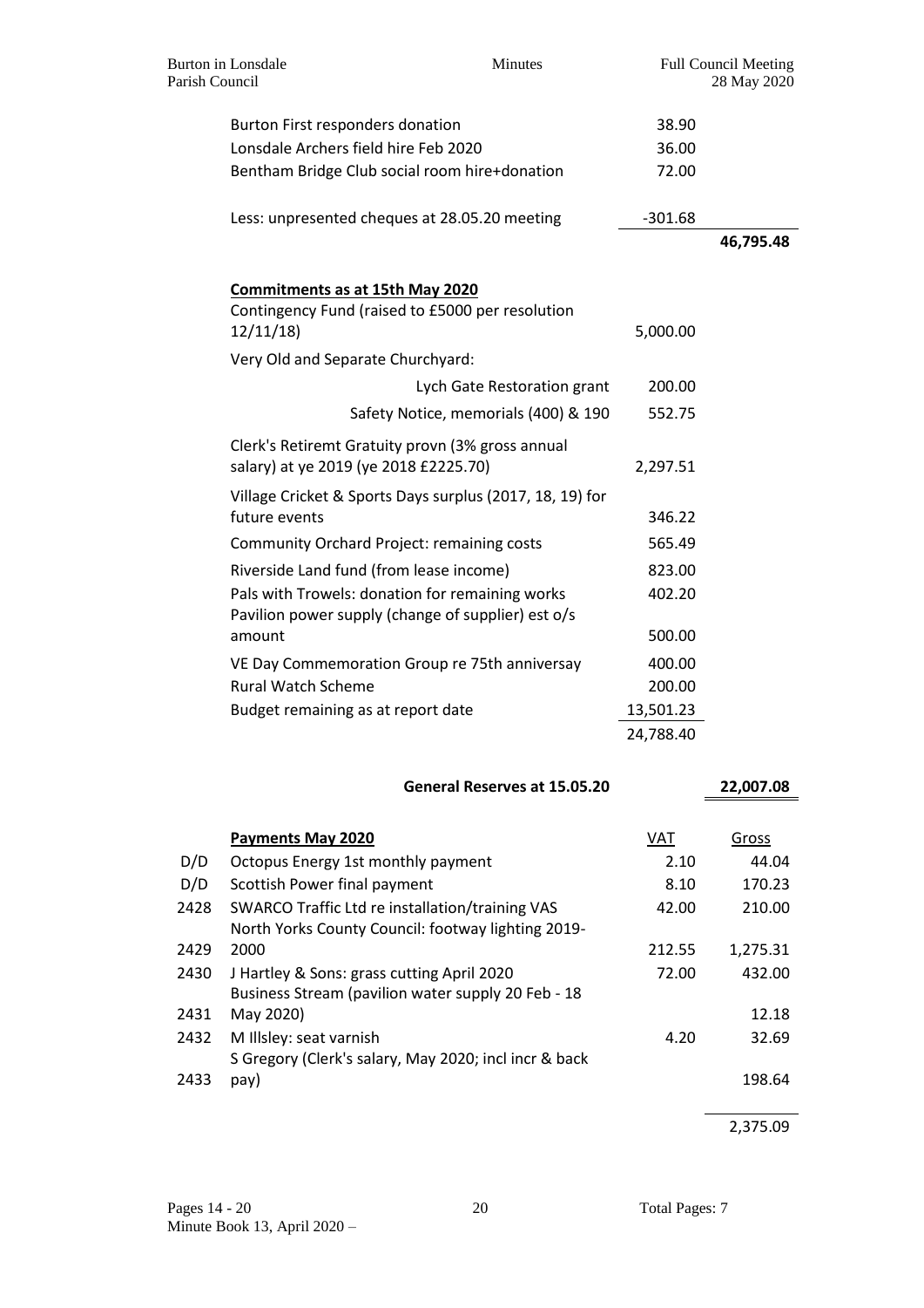| | | |
|---|---|---|
| Burton First responders donation | 38.90 | |
| Lonsdale Archers field hire Feb 2020 | 36.00 | |
| Bentham Bridge Club social room hire+donation | 72.00 | |
| Less: unpresented cheques at 28.05.20 meeting | -301.68 | |
| | | **46,795.48** |

**Commitments as at 15th May 2020**

| | | |
|---|---|---|
| Contingency Fund (raised to £5000 per resolution 12/11/18) | 5,000.00 | |
| Very Old and Separate Churchyard: | | |
| Lych Gate Restoration grant | 200.00 | |
| Safety Notice, memorials (400) & 190 | 552.75 | |
| Clerk's Retiremt Gratuity provn (3% gross annual salary) at ye 2019 (ye 2018 £2225.70) | 2,297.51 | |
| Village Cricket & Sports Days surplus (2017, 18, 19) for future events | 346.22 | |
| Community Orchard Project: remaining costs | 565.49 | |
| Riverside Land fund (from lease income) | 823.00 | |
| Pals with Trowels: donation for remaining works | 402.20 | |
| Pavilion power supply (change of supplier) est o/s amount | 500.00 | |
| VE Day Commemoration Group re 75th anniversay | 400.00 | |
| Rural Watch Scheme | 200.00 | |
| Budget remaining as at report date | 13,501.23 | |
| | 24,788.40 | |
| **General Reserves at 15.05.20** | | **22,007.08** |

| | **Payments May 2020** | VAT | Gross |
|---|---|---|---|
| D/D | Octopus Energy 1st monthly payment | 2.10 | 44.04 |
| D/D | Scottish Power final payment | 8.10 | 170.23 |
| 2428 | SWARCO Traffic Ltd re installation/training VAS | 42.00 | 210.00 |
| 2429 | North Yorks County Council: footway lighting 2019-2000 | 212.55 | 1,275.31 |
| 2430 | J Hartley & Sons: grass cutting April 2020 | 72.00 | 432.00 |
| 2431 | Business Stream (pavilion water supply 20 Feb - 18 May 2020) | | 12.18 |
| 2432 | M Illsley: seat varnish | 4.20 | 32.69 |
| 2433 | S Gregory (Clerk's salary, May 2020; incl incr & back pay) | | 198.64 |
| | | | 2,375.09 |